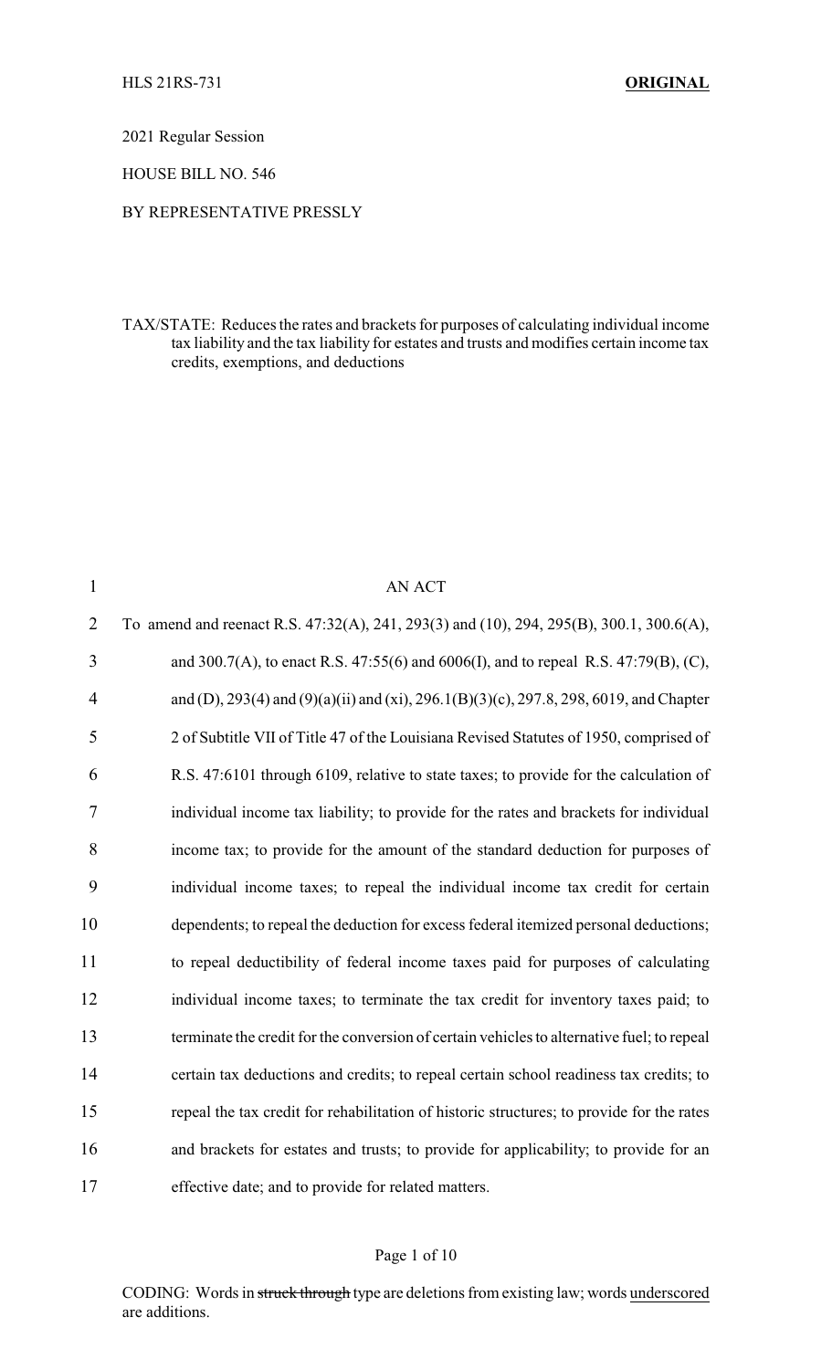HLS 21RS-731 **ORIGINAL**

2021 Regular Session

HOUSE BILL NO. 546

BY REPRESENTATIVE PRESSLY

TAX/STATE: Reduces the rates and brackets for purposes of calculating individual income tax liability and the tax liability for estates and trusts and modifies certain income tax credits, exemptions, and deductions

AN ACT

To amend and reenact R.S. 47:32(A), 241, 293(3) and (10), 294, 295(B), 300.1, 300.6(A), and 300.7(A), to enact R.S. 47:55(6) and 6006(I), and to repeal R.S. 47:79(B), (C), and (D), 293(4) and (9)(a)(ii) and (xi), 296.1(B)(3)(c), 297.8, 298, 6019, and Chapter 2 of Subtitle VII of Title 47 of the Louisiana Revised Statutes of 1950, comprised of R.S. 47:6101 through 6109, relative to state taxes; to provide for the calculation of individual income tax liability; to provide for the rates and brackets for individual income tax; to provide for the amount of the standard deduction for purposes of individual income taxes; to repeal the individual income tax credit for certain dependents; to repeal the deduction for excess federal itemized personal deductions; to repeal deductibility of federal income taxes paid for purposes of calculating individual income taxes; to terminate the tax credit for inventory taxes paid; to terminate the credit for the conversion of certain vehicles to alternative fuel; to repeal certain tax deductions and credits; to repeal certain school readiness tax credits; to repeal the tax credit for rehabilitation of historic structures; to provide for the rates and brackets for estates and trusts; to provide for applicability; to provide for an effective date; and to provide for related matters.

CODING: Words in ~~struck through~~ type are deletions from existing law; words underscored are additions.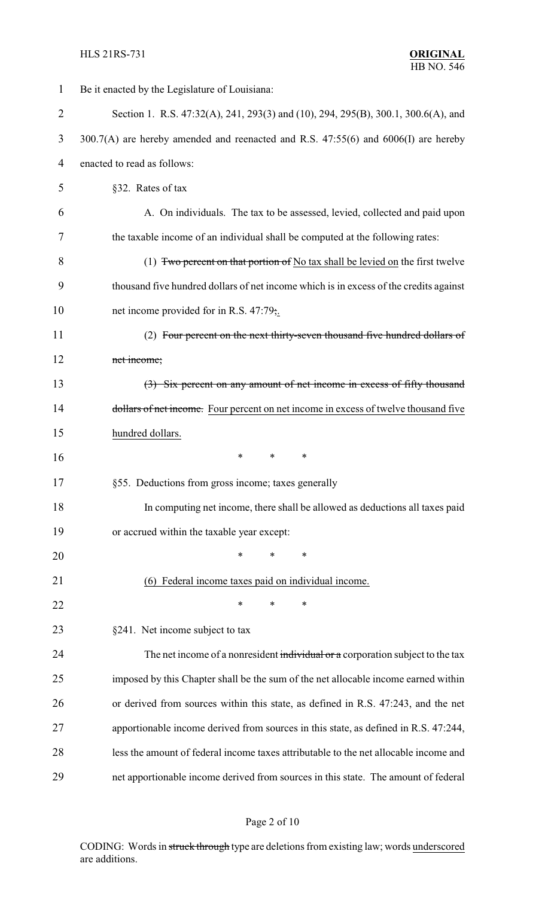Be it enacted by the Legislature of Louisiana:

Section 1. R.S. 47:32(A), 241, 293(3) and (10), 294, 295(B), 300.1, 300.6(A), and 300.7(A) are hereby amended and reenacted and R.S. 47:55(6) and 6006(I) are hereby enacted to read as follows:

§32. Rates of tax

A. On individuals. The tax to be assessed, levied, collected and paid upon the taxable income of an individual shall be computed at the following rates:

(1) ~~Two percent on that portion of~~ <u>No tax shall be levied on</u> the first twelve thousand five hundred dollars of net income which is in excess of the credits against net income provided for in R.S. 47:79~~;~~<u>.</u>

(2) ~~Four percent on the next thirty-seven thousand five hundred dollars of net income;~~

~~(3) Six percent on any amount of net income in excess of fifty thousand dollars of net income.~~ <u>Four percent on net income in excess of twelve thousand five hundred dollars.</u>

\* \* \*

§55. Deductions from gross income; taxes generally

In computing net income, there shall be allowed as deductions all taxes paid or accrued within the taxable year except:

\* \* \*

<u>(6) Federal income taxes paid on individual income.</u>

\* \* \*

§241. Net income subject to tax

The net income of a nonresident ~~individual or a~~ corporation subject to the tax imposed by this Chapter shall be the sum of the net allocable income earned within or derived from sources within this state, as defined in R.S. 47:243, and the net apportionable income derived from sources in this state, as defined in R.S. 47:244, less the amount of federal income taxes attributable to the net allocable income and net apportionable income derived from sources in this state. The amount of federal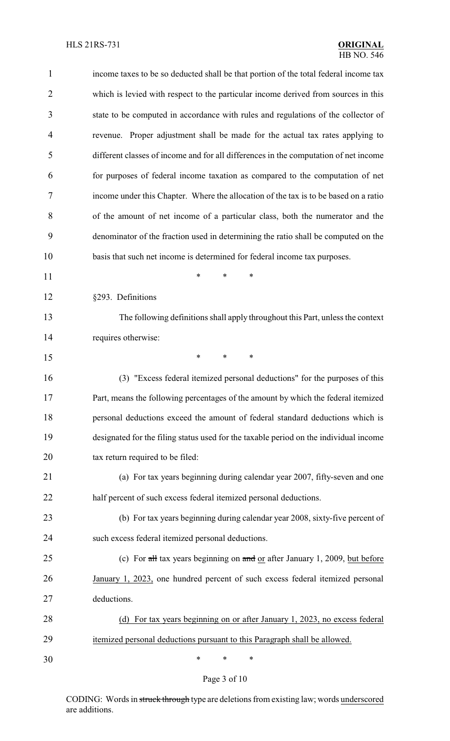income taxes to be so deducted shall be that portion of the total federal income tax which is levied with respect to the particular income derived from sources in this state to be computed in accordance with rules and regulations of the collector of revenue. Proper adjustment shall be made for the actual tax rates applying to different classes of income and for all differences in the computation of net income for purposes of federal income taxation as compared to the computation of net income under this Chapter. Where the allocation of the tax is to be based on a ratio of the amount of net income of a particular class, both the numerator and the denominator of the fraction used in determining the ratio shall be computed on the basis that such net income is determined for federal income tax purposes.

\* \* \*

§293. Definitions

The following definitions shall apply throughout this Part, unless the context requires otherwise:

\* \* \*

(3) "Excess federal itemized personal deductions" for the purposes of this Part, means the following percentages of the amount by which the federal itemized personal deductions exceed the amount of federal standard deductions which is designated for the filing status used for the taxable period on the individual income tax return required to be filed:

(a) For tax years beginning during calendar year 2007, fifty-seven and one half percent of such excess federal itemized personal deductions.

(b) For tax years beginning during calendar year 2008, sixty-five percent of such excess federal itemized personal deductions.

(c) For ~~all~~ tax years beginning on ~~and~~ <u>or</u> after January 1, 2009, <u>but before January 1, 2023,</u> one hundred percent of such excess federal itemized personal deductions.

<u>(d) For tax years beginning on or after January 1, 2023, no excess federal itemized personal deductions pursuant to this Paragraph shall be allowed.</u>

\* \* \*

CODING: Words in ~~struck through~~ type are deletions from existing law; words <u>underscored</u> are additions.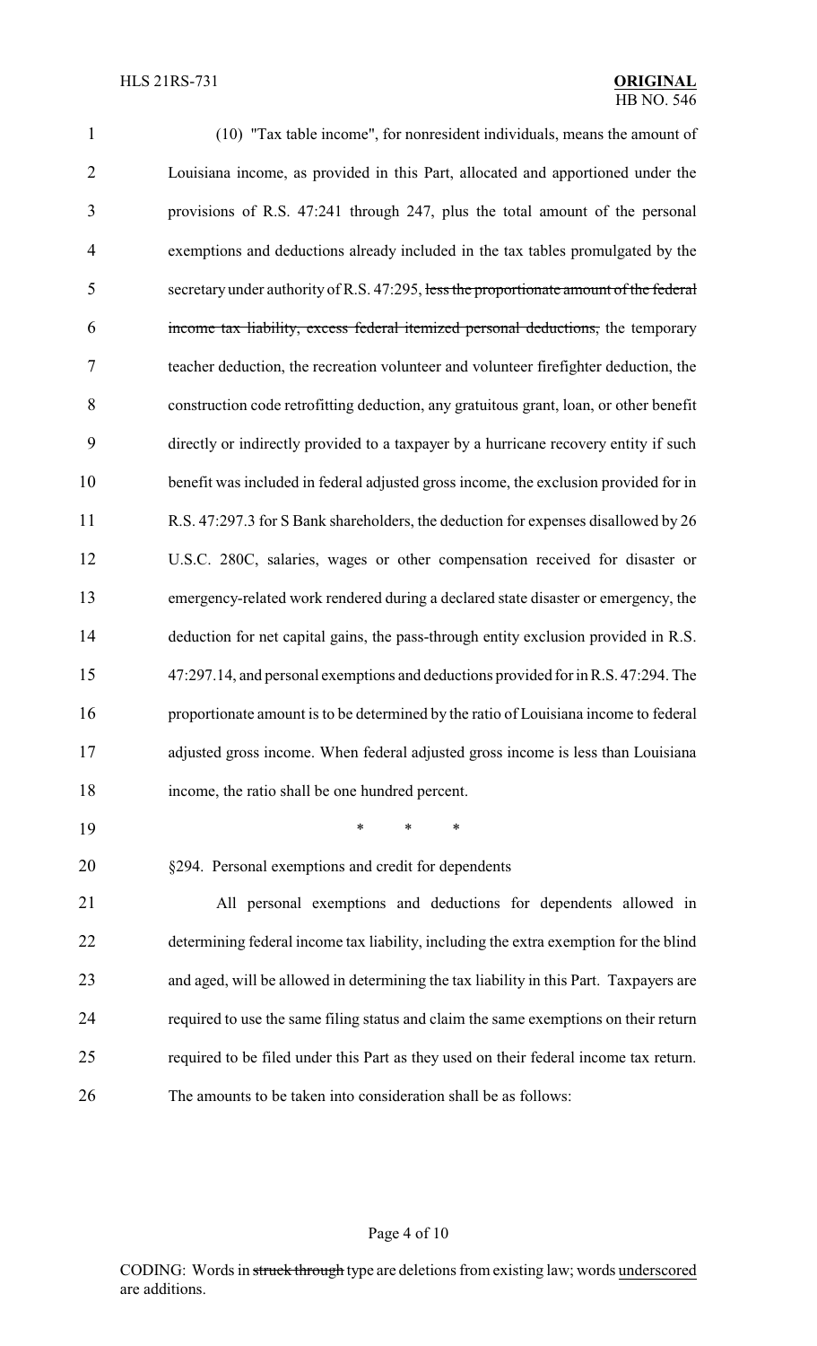(10) "Tax table income", for nonresident individuals, means the amount of Louisiana income, as provided in this Part, allocated and apportioned under the provisions of R.S. 47:241 through 247, plus the total amount of the personal exemptions and deductions already included in the tax tables promulgated by the secretary under authority of R.S. 47:295, ~~less the proportionate amount of the federal income tax liability, excess federal itemized personal deductions,~~ the temporary teacher deduction, the recreation volunteer and volunteer firefighter deduction, the construction code retrofitting deduction, any gratuitous grant, loan, or other benefit directly or indirectly provided to a taxpayer by a hurricane recovery entity if such benefit was included in federal adjusted gross income, the exclusion provided for in R.S. 47:297.3 for S Bank shareholders, the deduction for expenses disallowed by 26 U.S.C. 280C, salaries, wages or other compensation received for disaster or emergency-related work rendered during a declared state disaster or emergency, the deduction for net capital gains, the pass-through entity exclusion provided in R.S. 47:297.14, and personal exemptions and deductions provided for in R.S. 47:294. The proportionate amount is to be determined by the ratio of Louisiana income to federal adjusted gross income. When federal adjusted gross income is less than Louisiana income, the ratio shall be one hundred percent.

\* \* \*

§294. Personal exemptions and credit for dependents

All personal exemptions and deductions for dependents allowed in determining federal income tax liability, including the extra exemption for the blind and aged, will be allowed in determining the tax liability in this Part. Taxpayers are required to use the same filing status and claim the same exemptions on their return required to be filed under this Part as they used on their federal income tax return. The amounts to be taken into consideration shall be as follows: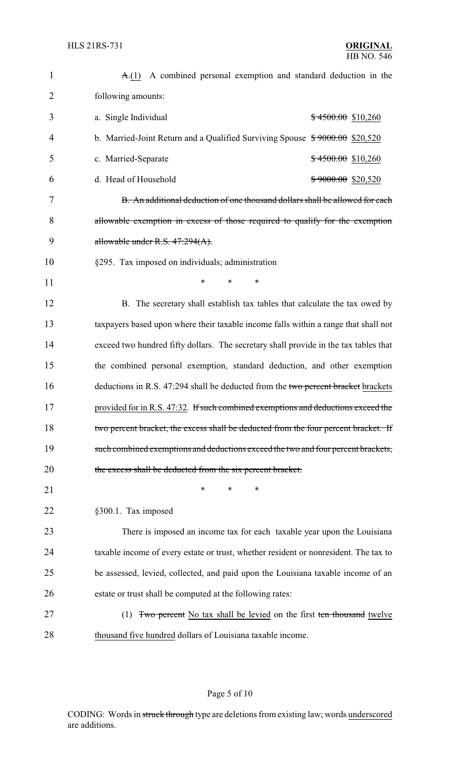~~A.~~(1) A combined personal exemption and standard deduction in the following amounts:

| | |
|---|---|
| a. Single Individual | ~~$ 4500.00~~ $10,260 |
| b. Married-Joint Return and a Qualified Surviving Spouse | ~~$ 9000.00~~ $20,520 |
| c. Married-Separate | ~~$ 4500.00~~ $10,260 |
| d. Head of Household | ~~$ 9000.00~~ $20,520 |

~~B. An additional deduction of one thousand dollars shall be allowed for each allowable exemption in excess of those required to qualify for the exemption allowable under R.S. 47:294(A).~~

§295. Tax imposed on individuals; administration

\* \* \*

B. The secretary shall establish tax tables that calculate the tax owed by taxpayers based upon where their taxable income falls within a range that shall not exceed two hundred fifty dollars. The secretary shall provide in the tax tables that the combined personal exemption, standard deduction, and other exemption deductions in R.S. 47:294 shall be deducted from the ~~two percent bracket~~ brackets provided for in R.S. 47:32. ~~If such combined exemptions and deductions exceed the two percent bracket, the excess shall be deducted from the four percent bracket. If such combined exemptions and deductions exceed the two and four percent brackets, the excess shall be deducted from the six percent bracket.~~

\* \* \*

§300.1. Tax imposed

There is imposed an income tax for each taxable year upon the Louisiana taxable income of every estate or trust, whether resident or nonresident. The tax to be assessed, levied, collected, and paid upon the Louisiana taxable income of an estate or trust shall be computed at the following rates:

(1) ~~Two percent~~ No tax shall be levied on the first ~~ten thousand~~ twelve thousand five hundred dollars of Louisiana taxable income.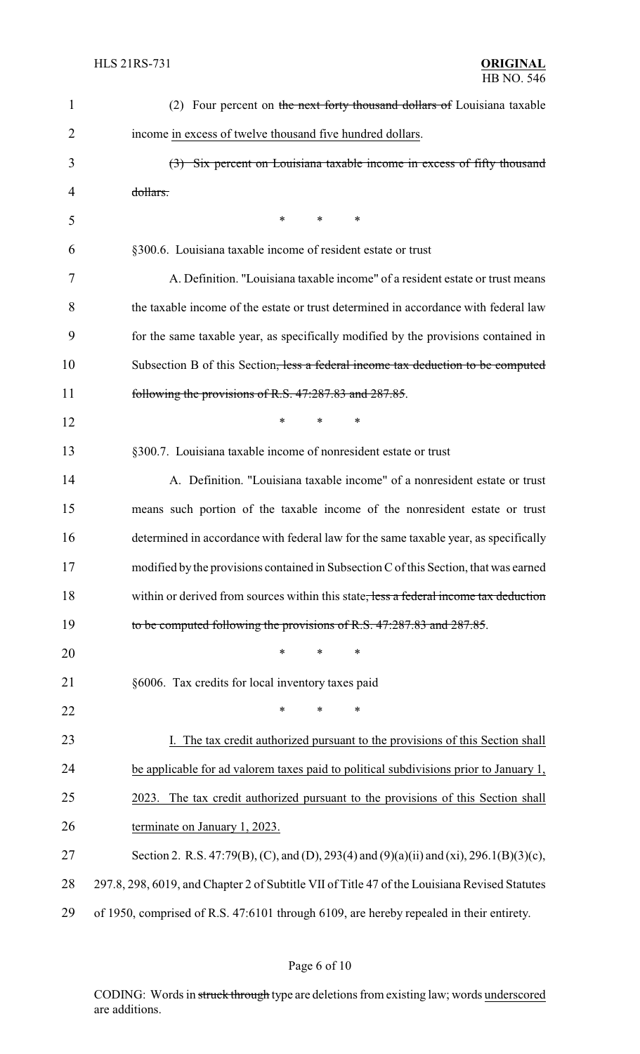(2) Four percent on ~~the next forty thousand dollars of~~ Louisiana taxable income <u>in excess of twelve thousand five hundred dollars</u>.

~~(3) Six percent on Louisiana taxable income in excess of fifty thousand dollars.~~

\* \* \*

§300.6. Louisiana taxable income of resident estate or trust

A. Definition. "Louisiana taxable income" of a resident estate or trust means the taxable income of the estate or trust determined in accordance with federal law for the same taxable year, as specifically modified by the provisions contained in Subsection B of this Section~~, less a federal income tax deduction to be computed following the provisions of R.S. 47:287.83 and 287.85~~.

\* \* \*

§300.7. Louisiana taxable income of nonresident estate or trust

A. Definition. "Louisiana taxable income" of a nonresident estate or trust means such portion of the taxable income of the nonresident estate or trust determined in accordance with federal law for the same taxable year, as specifically modified by the provisions contained in Subsection C of this Section, that was earned within or derived from sources within this state~~, less a federal income tax deduction to be computed following the provisions of R.S. 47:287.83 and 287.85~~.

\* \* \*

§6006. Tax credits for local inventory taxes paid

\* \* \*

<u>I. The tax credit authorized pursuant to the provisions of this Section shall be applicable for ad valorem taxes paid to political subdivisions prior to January 1, 2023. The tax credit authorized pursuant to the provisions of this Section shall terminate on January 1, 2023.</u>

Section 2. R.S. 47:79(B), (C), and (D), 293(4) and (9)(a)(ii) and (xi), 296.1(B)(3)(c), 297.8, 298, 6019, and Chapter 2 of Subtitle VII of Title 47 of the Louisiana Revised Statutes of 1950, comprised of R.S. 47:6101 through 6109, are hereby repealed in their entirety.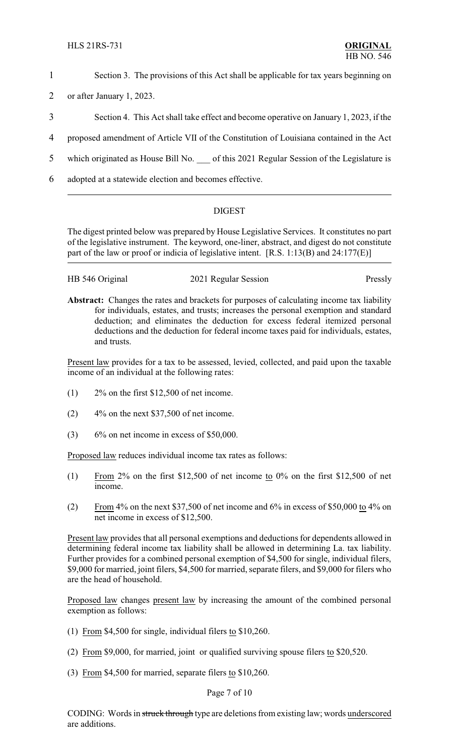Section 3. The provisions of this Act shall be applicable for tax years beginning on or after January 1, 2023.

Section 4. This Act shall take effect and become operative on January 1, 2023, if the proposed amendment of Article VII of the Constitution of Louisiana contained in the Act which originated as House Bill No. ___ of this 2021 Regular Session of the Legislature is adopted at a statewide election and becomes effective.

---

## DIGEST

The digest printed below was prepared by House Legislative Services. It constitutes no part of the legislative instrument. The keyword, one-liner, abstract, and digest do not constitute part of the law or proof or indicia of legislative intent. [R.S. 1:13(B) and 24:177(E)]

---

HB 546 Original — 2021 Regular Session — Pressly

**Abstract:** Changes the rates and brackets for purposes of calculating income tax liability for individuals, estates, and trusts; increases the personal exemption and standard deduction; and eliminates the deduction for excess federal itemized personal deductions and the deduction for federal income taxes paid for individuals, estates, and trusts.

Present law provides for a tax to be assessed, levied, collected, and paid upon the taxable income of an individual at the following rates:

(1) 2% on the first $12,500 of net income.

(2) 4% on the next $37,500 of net income.

(3) 6% on net income in excess of $50,000.

Proposed law reduces individual income tax rates as follows:

(1) From 2% on the first $12,500 of net income to 0% on the first $12,500 of net income.

(2) From 4% on the next $37,500 of net income and 6% in excess of $50,000 to 4% on net income in excess of $12,500.

Present law provides that all personal exemptions and deductions for dependents allowed in determining federal income tax liability shall be allowed in determining La. tax liability. Further provides for a combined personal exemption of $4,500 for single, individual filers, $9,000 for married, joint filers, $4,500 for married, separate filers, and $9,000 for filers who are the head of household.

Proposed law changes present law by increasing the amount of the combined personal exemption as follows:

(1) From $4,500 for single, individual filers to $10,260.

(2) From $9,000, for married, joint or qualified surviving spouse filers to $20,520.

(3) From $4,500 for married, separate filers to $10,260.

CODING: Words in ~~struck through~~ type are deletions from existing law; words underscored are additions.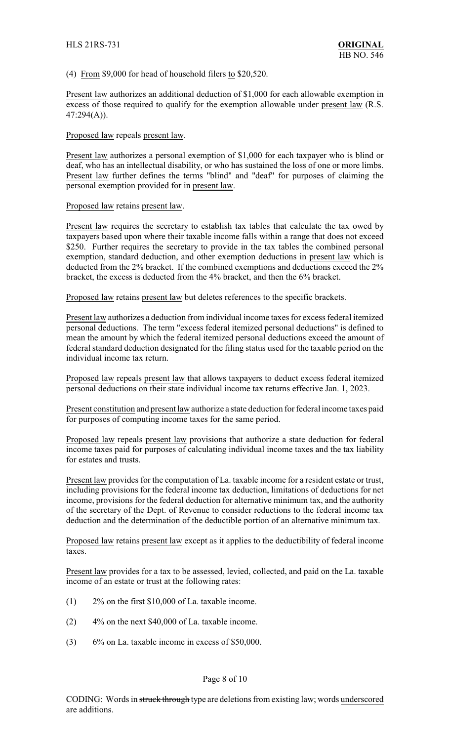(4) From $9,000 for head of household filers to $20,520.

Present law authorizes an additional deduction of $1,000 for each allowable exemption in excess of those required to qualify for the exemption allowable under present law (R.S. 47:294(A)).

Proposed law repeals present law.

Present law authorizes a personal exemption of $1,000 for each taxpayer who is blind or deaf, who has an intellectual disability, or who has sustained the loss of one or more limbs. Present law further defines the terms "blind" and "deaf" for purposes of claiming the personal exemption provided for in present law.

Proposed law retains present law.

Present law requires the secretary to establish tax tables that calculate the tax owed by taxpayers based upon where their taxable income falls within a range that does not exceed $250. Further requires the secretary to provide in the tax tables the combined personal exemption, standard deduction, and other exemption deductions in present law which is deducted from the 2% bracket. If the combined exemptions and deductions exceed the 2% bracket, the excess is deducted from the 4% bracket, and then the 6% bracket.

Proposed law retains present law but deletes references to the specific brackets.

Present law authorizes a deduction from individual income taxes for excess federal itemized personal deductions. The term "excess federal itemized personal deductions" is defined to mean the amount by which the federal itemized personal deductions exceed the amount of federal standard deduction designated for the filing status used for the taxable period on the individual income tax return.

Proposed law repeals present law that allows taxpayers to deduct excess federal itemized personal deductions on their state individual income tax returns effective Jan. 1, 2023.

Present constitution and present law authorize a state deduction for federal income taxes paid for purposes of computing income taxes for the same period.

Proposed law repeals present law provisions that authorize a state deduction for federal income taxes paid for purposes of calculating individual income taxes and the tax liability for estates and trusts.

Present law provides for the computation of La. taxable income for a resident estate or trust, including provisions for the federal income tax deduction, limitations of deductions for net income, provisions for the federal deduction for alternative minimum tax, and the authority of the secretary of the Dept. of Revenue to consider reductions to the federal income tax deduction and the determination of the deductible portion of an alternative minimum tax.

Proposed law retains present law except as it applies to the deductibility of federal income taxes.

Present law provides for a tax to be assessed, levied, collected, and paid on the La. taxable income of an estate or trust at the following rates:

(1) 2% on the first $10,000 of La. taxable income.

(2) 4% on the next $40,000 of La. taxable income.

(3) 6% on La. taxable income in excess of $50,000.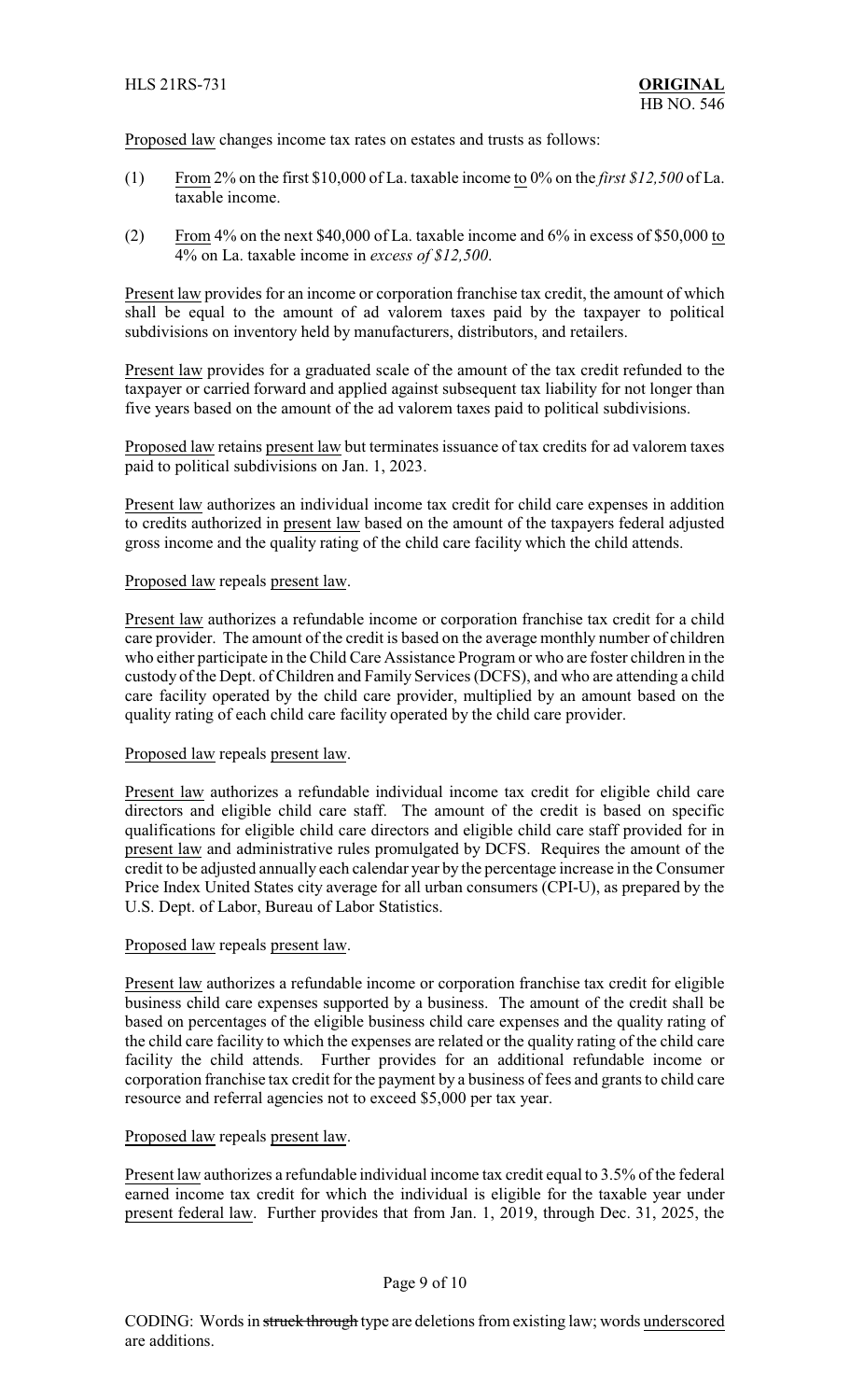Proposed law changes income tax rates on estates and trusts as follows:

(1) From 2% on the first $10,000 of La. taxable income to 0% on the *first $12,500* of La. taxable income.

(2) From 4% on the next $40,000 of La. taxable income and 6% in excess of $50,000 to 4% on La. taxable income in *excess of $12,500*.

Present law provides for an income or corporation franchise tax credit, the amount of which shall be equal to the amount of ad valorem taxes paid by the taxpayer to political subdivisions on inventory held by manufacturers, distributors, and retailers.

Present law provides for a graduated scale of the amount of the tax credit refunded to the taxpayer or carried forward and applied against subsequent tax liability for not longer than five years based on the amount of the ad valorem taxes paid to political subdivisions.

Proposed law retains present law but terminates issuance of tax credits for ad valorem taxes paid to political subdivisions on Jan. 1, 2023.

Present law authorizes an individual income tax credit for child care expenses in addition to credits authorized in present law based on the amount of the taxpayers federal adjusted gross income and the quality rating of the child care facility which the child attends.

Proposed law repeals present law.

Present law authorizes a refundable income or corporation franchise tax credit for a child care provider. The amount of the credit is based on the average monthly number of children who either participate in the Child Care Assistance Program or who are foster children in the custody of the Dept. of Children and Family Services (DCFS), and who are attending a child care facility operated by the child care provider, multiplied by an amount based on the quality rating of each child care facility operated by the child care provider.

Proposed law repeals present law.

Present law authorizes a refundable individual income tax credit for eligible child care directors and eligible child care staff. The amount of the credit is based on specific qualifications for eligible child care directors and eligible child care staff provided for in present law and administrative rules promulgated by DCFS. Requires the amount of the credit to be adjusted annually each calendar year by the percentage increase in the Consumer Price Index United States city average for all urban consumers (CPI-U), as prepared by the U.S. Dept. of Labor, Bureau of Labor Statistics.

Proposed law repeals present law.

Present law authorizes a refundable income or corporation franchise tax credit for eligible business child care expenses supported by a business. The amount of the credit shall be based on percentages of the eligible business child care expenses and the quality rating of the child care facility to which the expenses are related or the quality rating of the child care facility the child attends. Further provides for an additional refundable income or corporation franchise tax credit for the payment by a business of fees and grants to child care resource and referral agencies not to exceed $5,000 per tax year.

Proposed law repeals present law.

Present law authorizes a refundable individual income tax credit equal to 3.5% of the federal earned income tax credit for which the individual is eligible for the taxable year under present federal law. Further provides that from Jan. 1, 2019, through Dec. 31, 2025, the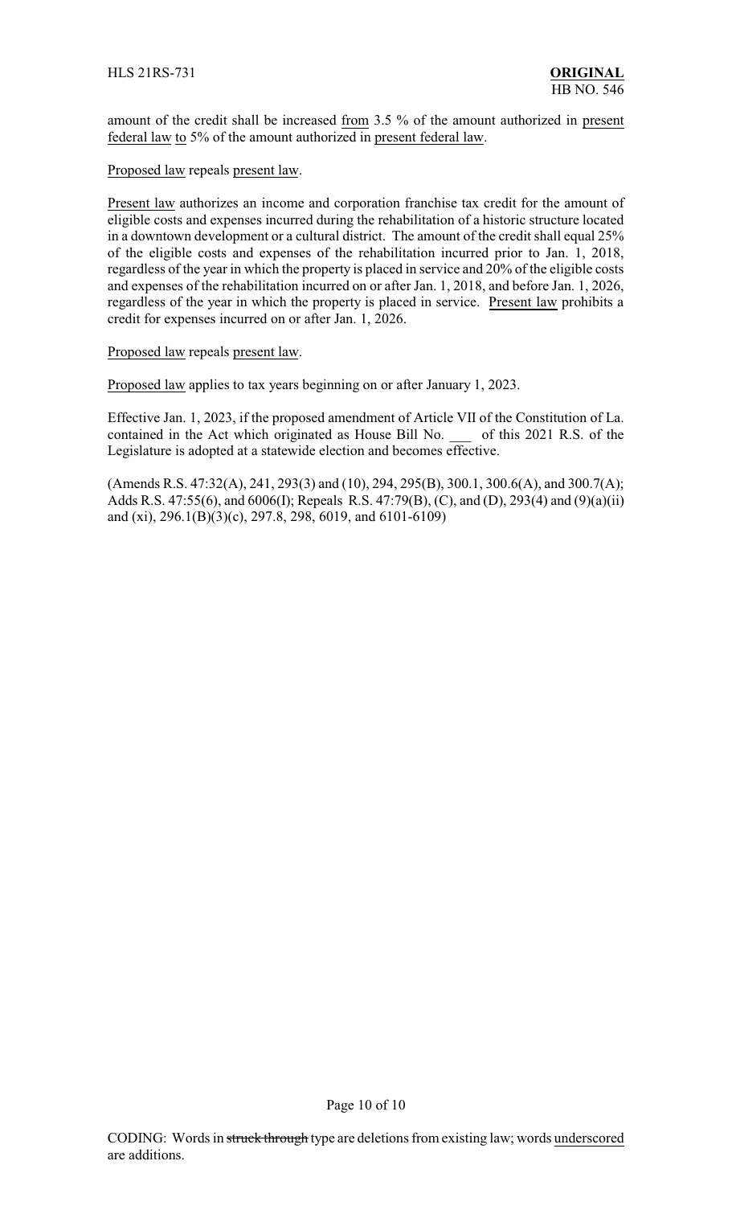amount of the credit shall be increased from 3.5 % of the amount authorized in present federal law to 5% of the amount authorized in present federal law.

Proposed law repeals present law.

Present law authorizes an income and corporation franchise tax credit for the amount of eligible costs and expenses incurred during the rehabilitation of a historic structure located in a downtown development or a cultural district. The amount of the credit shall equal 25% of the eligible costs and expenses of the rehabilitation incurred prior to Jan. 1, 2018, regardless of the year in which the property is placed in service and 20% of the eligible costs and expenses of the rehabilitation incurred on or after Jan. 1, 2018, and before Jan. 1, 2026, regardless of the year in which the property is placed in service. Present law prohibits a credit for expenses incurred on or after Jan. 1, 2026.

Proposed law repeals present law.

Proposed law applies to tax years beginning on or after January 1, 2023.

Effective Jan. 1, 2023, if the proposed amendment of Article VII of the Constitution of La. contained in the Act which originated as House Bill No. ___ of this 2021 R.S. of the Legislature is adopted at a statewide election and becomes effective.

(Amends R.S. 47:32(A), 241, 293(3) and (10), 294, 295(B), 300.1, 300.6(A), and 300.7(A); Adds R.S. 47:55(6), and 6006(I); Repeals R.S. 47:79(B), (C), and (D), 293(4) and (9)(a)(ii) and (xi), 296.1(B)(3)(c), 297.8, 298, 6019, and 6101-6109)

CODING: Words in ~~struck through~~ type are deletions from existing law; words underscored are additions.